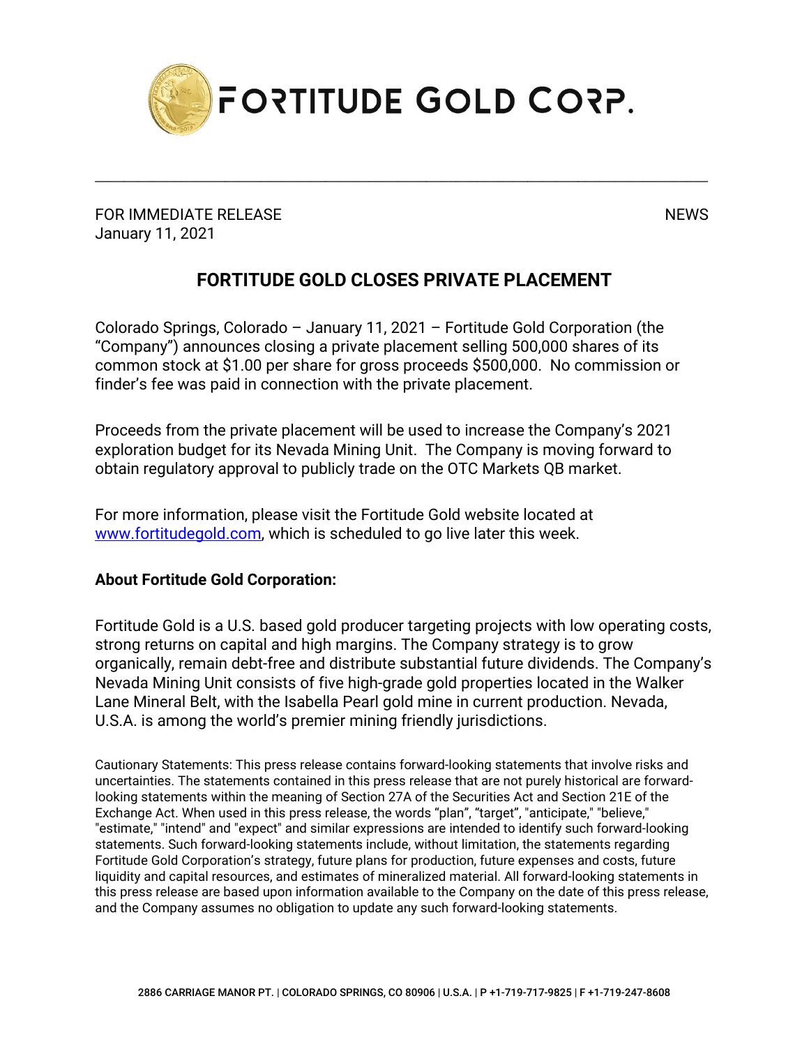# FORTITUDE GOLD CORP.

FOR IMMEDIATE RELEASE  
January 11, 2021

NEWS

## FORTITUDE GOLD CLOSES PRIVATE PLACEMENT

Colorado Springs, Colorado – January 11, 2021 – Fortitude Gold Corporation (the "Company") announces closing a private placement selling 500,000 shares of its common stock at $1.00 per share for gross proceeds $500,000. No commission or finder's fee was paid in connection with the private placement.

Proceeds from the private placement will be used to increase the Company's 2021 exploration budget for its Nevada Mining Unit. The Company is moving forward to obtain regulatory approval to publicly trade on the OTC Markets QB market.

For more information, please visit the Fortitude Gold website located at www.fortitudegold.com, which is scheduled to go live later this week.

**About Fortitude Gold Corporation:**

Fortitude Gold is a U.S. based gold producer targeting projects with low operating costs, strong returns on capital and high margins. The Company strategy is to grow organically, remain debt-free and distribute substantial future dividends. The Company's Nevada Mining Unit consists of five high-grade gold properties located in the Walker Lane Mineral Belt, with the Isabella Pearl gold mine in current production. Nevada, U.S.A. is among the world's premier mining friendly jurisdictions.

Cautionary Statements: This press release contains forward-looking statements that involve risks and uncertainties. The statements contained in this press release that are not purely historical are forward-looking statements within the meaning of Section 27A of the Securities Act and Section 21E of the Exchange Act. When used in this press release, the words "plan", "target", "anticipate," "believe," "estimate," "intend" and "expect" and similar expressions are intended to identify such forward-looking statements. Such forward-looking statements include, without limitation, the statements regarding Fortitude Gold Corporation's strategy, future plans for production, future expenses and costs, future liquidity and capital resources, and estimates of mineralized material. All forward-looking statements in this press release are based upon information available to the Company on the date of this press release, and the Company assumes no obligation to update any such forward-looking statements.

2886 CARRIAGE MANOR PT. | COLORADO SPRINGS, CO 80906 | U.S.A. | P +1-719-717-9825 | F +1-719-247-8608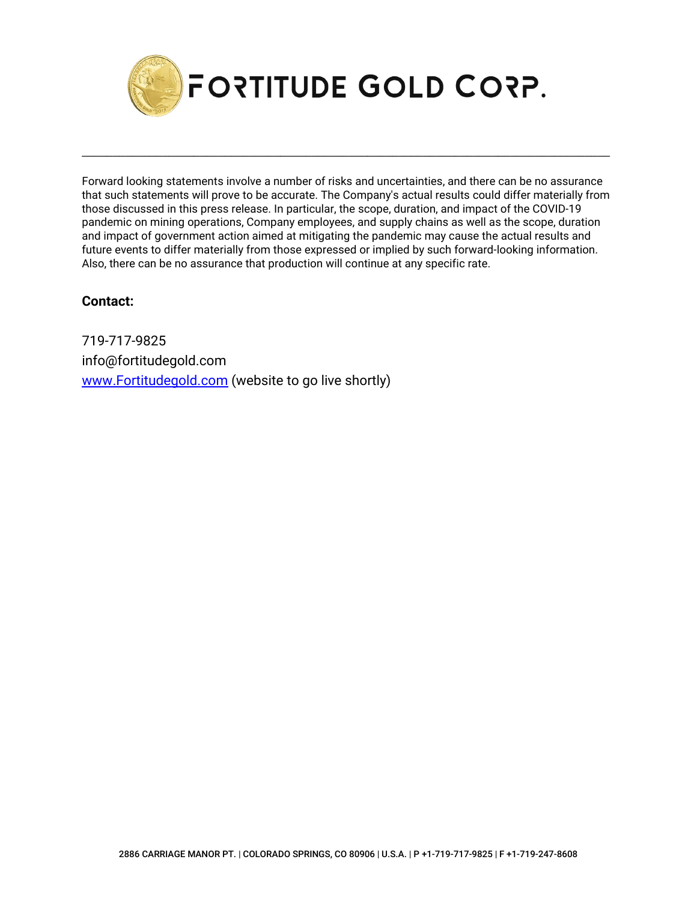Forward looking statements involve a number of risks and uncertainties, and there can be no assurance that such statements will prove to be accurate. The Company's actual results could differ materially from those discussed in this press release. In particular, the scope, duration, and impact of the COVID-19 pandemic on mining operations, Company employees, and supply chains as well as the scope, duration and impact of government action aimed at mitigating the pandemic may cause the actual results and future events to differ materially from those expressed or implied by such forward-looking information. Also, there can be no assurance that production will continue at any specific rate.

**Contact:**

719-717-9825
info@fortitudegold.com
[www.Fortitudegold.com](http://www.Fortitudegold.com) (website to go live shortly)